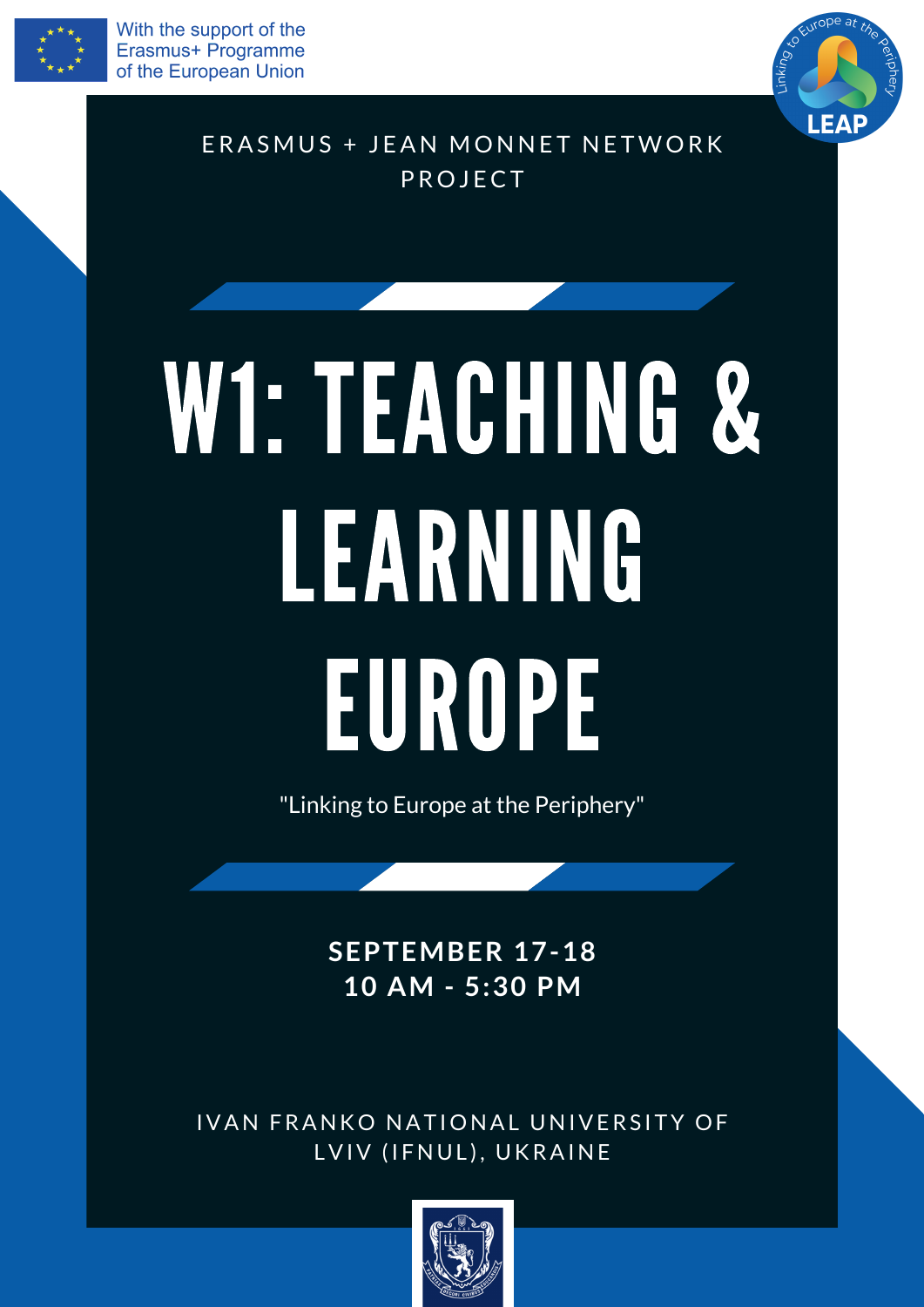With the support of the Erasmus+ Programme of the European Union

Linking to Europe at the Periphery

LEAP

ERASMUS + JEAN MONNET NETWORK PROJECT

# W1: TEACHING & LEARNING EUROPE

"Linking to Europe at the Periphery"

**SEPTEMBER 17-18**
**10 AM - 5:30 PM**

IVAN FRANKO NATIONAL UNIVERSITY OF LVIV (IFNUL), UKRAINE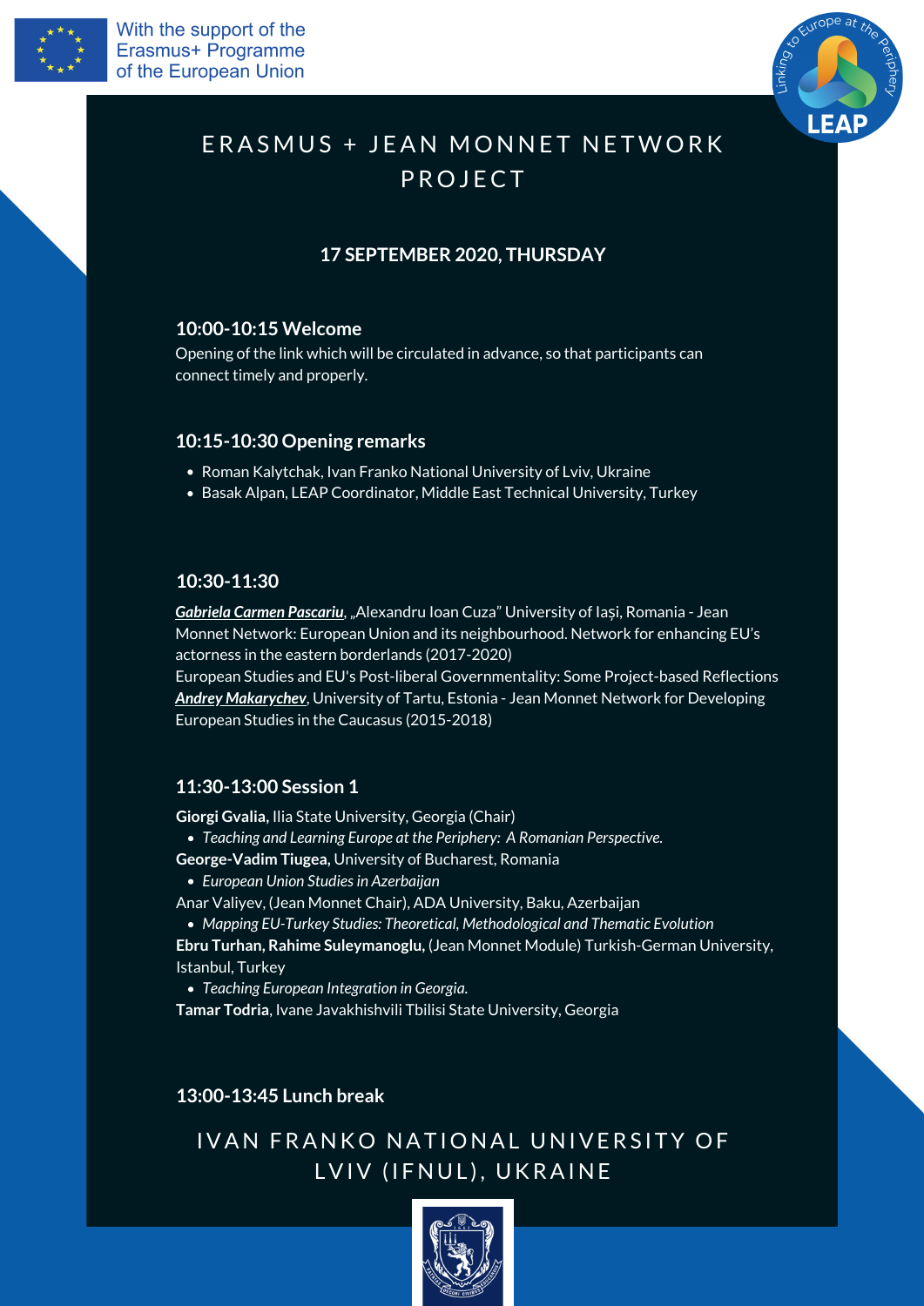With the support of the Erasmus+ Programme of the European Union

# ERASMUS + JEAN MONNET NETWORK PROJECT

**17 SEPTEMBER 2020, THURSDAY**

### 10:00-10:15 Welcome

Opening of the link which will be circulated in advance, so that participants can connect timely and properly.

### 10:15-10:30 Opening remarks

- Roman Kalytchak, Ivan Franko National University of Lviv, Ukraine
- Basak Alpan, LEAP Coordinator, Middle East Technical University, Turkey

### 10:30-11:30

***Gabriela Carmen Pascariu***, „Alexandru Ioan Cuza" University of Iași, Romania - Jean Monnet Network: European Union and its neighbourhood. Network for enhancing EU's actorness in the eastern borderlands (2017-2020)
European Studies and EU's Post-liberal Governmentality: Some Project-based Reflections
***Andrey Makarychev***, University of Tartu, Estonia - Jean Monnet Network for Developing European Studies in the Caucasus (2015-2018)

### 11:30-13:00 Session 1

**Giorgi Gvalia,** Ilia State University, Georgia (Chair)

- *Teaching and Learning Europe at the Periphery: A Romanian Perspective.*

**George-Vadim Tiugea,** University of Bucharest, Romania

- *European Union Studies in Azerbaijan*

Anar Valiyev, (Jean Monnet Chair), ADA University, Baku, Azerbaijan

- *Mapping EU-Turkey Studies: Theoretical, Methodological and Thematic Evolution*

**Ebru Turhan, Rahime Suleymanoglu,** (Jean Monnet Module) Turkish-German University, Istanbul, Turkey

- *Teaching European Integration in Georgia.*

**Tamar Todria**, Ivane Javakhishvili Tbilisi State University, Georgia

### 13:00-13:45 Lunch break

## IVAN FRANKO NATIONAL UNIVERSITY OF LVIV (IFNUL), UKRAINE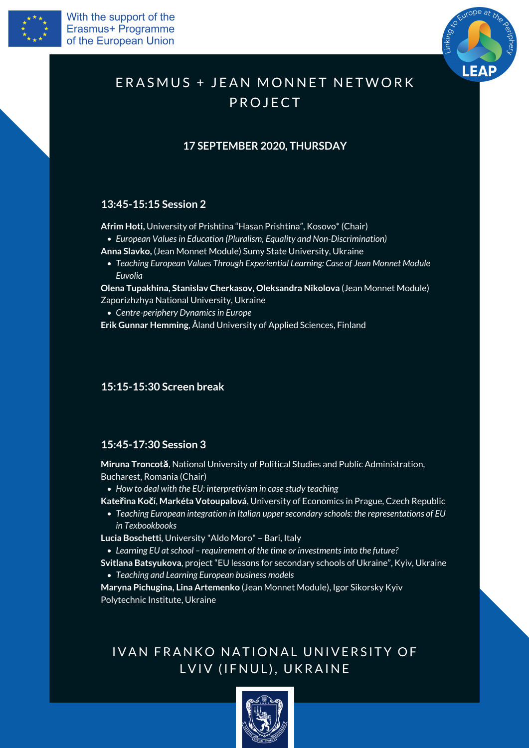With the support of the Erasmus+ Programme of the European Union

# ERASMUS + JEAN MONNET NETWORK PROJECT

**17 SEPTEMBER 2020, THURSDAY**

## 13:45-15:15 Session 2

**Afrim Hoti**, University of Prishtina "Hasan Prishtina", Kosovo* (Chair)

- *European Values in Education (Pluralism, Equality and Non-Discrimination)*

**Anna Slavko,** (Jean Monnet Module) Sumy State University, Ukraine

- *Teaching European Values Through Experiential Learning: Case of Jean Monnet Module Euvolia*

**Olena Tupakhina, Stanislav Cherkasov, Oleksandra Nikolova** (Jean Monnet Module) Zaporizhzhya National University, Ukraine

- *Centre-periphery Dynamics in Europe*

**Erik Gunnar Hemming**, Åland University of Applied Sciences, Finland

## 15:15-15:30 Screen break

## 15:45-17:30 Session 3

**Miruna Troncotă**, National University of Political Studies and Public Administration, Bucharest, Romania (Chair)

- *How to deal with the EU: interpretivism in case study teaching*

**Kateřina Kočí, Markéta Votoupalová**, University of Economics in Prague, Czech Republic

- *Teaching European integration in Italian upper secondary schools: the representations of EU in Texbookbooks*

**Lucia Boschetti**, University "Aldo Moro" – Bari, Italy

- *Learning EU at school – requirement of the time or investments into the future?*

**Svitlana Batsyukova**, project "EU lessons for secondary schools of Ukraine", Kyiv, Ukraine

- *Teaching and Learning European business models*

**Maryna Pichugina, Lina Artemenko** (Jean Monnet Module), Igor Sikorsky Kyiv Polytechnic Institute, Ukraine

# IVAN FRANKO NATIONAL UNIVERSITY OF LVIV (IFNUL), UKRAINE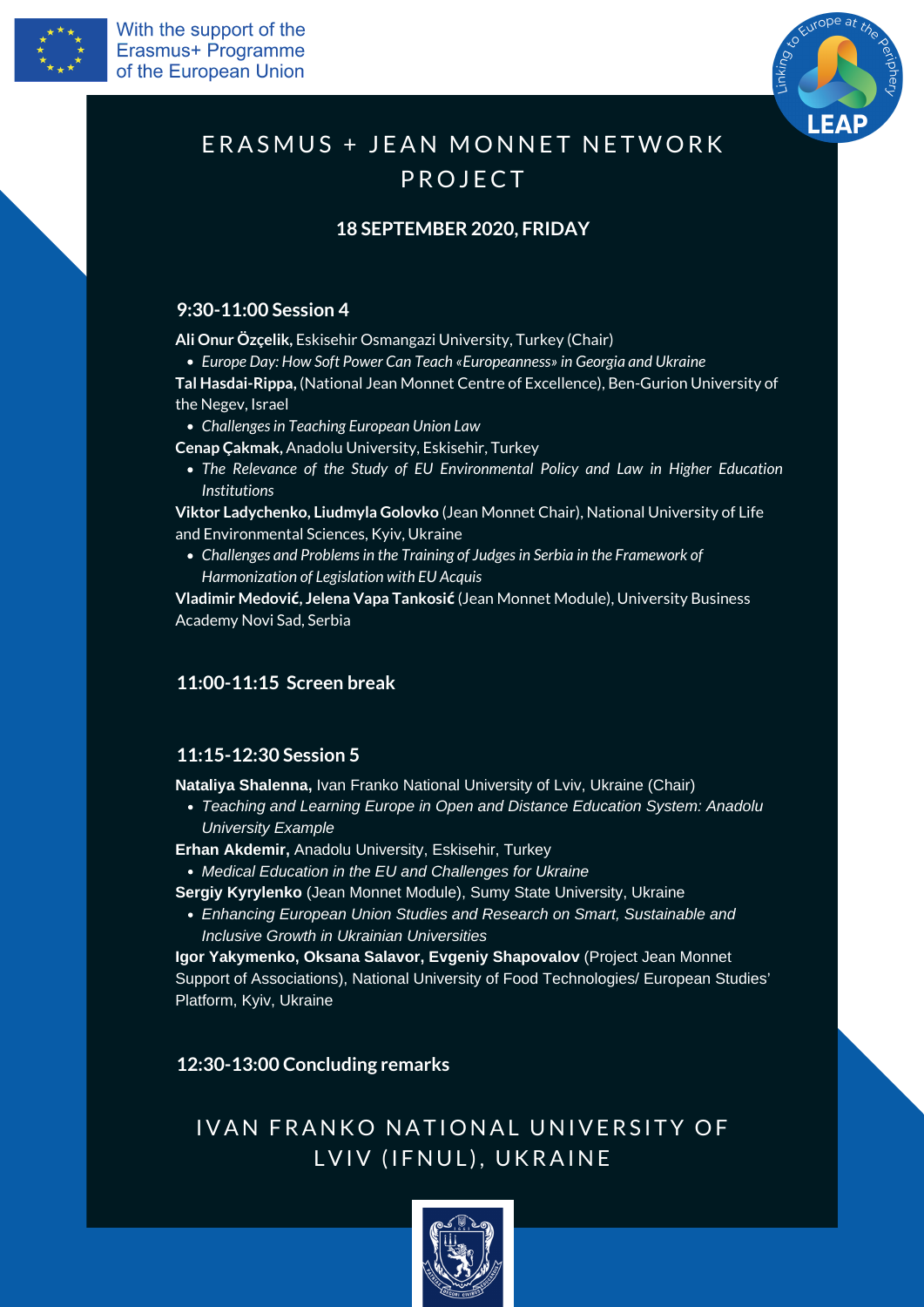With the support of the Erasmus+ Programme of the European Union

Linking to Europe at the Periphery

LEAP

# ERASMUS + JEAN MONNET NETWORK PROJECT

### 18 SEPTEMBER 2020, FRIDAY

## 9:30-11:00 Session 4

**Ali Onur Özçelik,** Eskisehir Osmangazi University, Turkey (Chair)

- *Europe Day: How Soft Power Can Teach «Europeanness» in Georgia and Ukraine*

**Tal Hasdai-Rippa,** (National Jean Monnet Centre of Excellence), Ben-Gurion University of the Negev, Israel

- *Challenges in Teaching European Union Law*

**Cenap Çakmak,** Anadolu University, Eskisehir, Turkey

- *The Relevance of the Study of EU Environmental Policy and Law in Higher Education Institutions*

**Viktor Ladychenko, Liudmyla Golovko** (Jean Monnet Chair), National University of Life and Environmental Sciences, Kyiv, Ukraine

- *Challenges and Problems in the Training of Judges in Serbia in the Framework of Harmonization of Legislation with EU Acquis*

**Vladimir Medović, Jelena Vapa Tankosić** (Jean Monnet Module), University Business Academy Novi Sad, Serbia

## 11:00-11:15 Screen break

## 11:15-12:30 Session 5

**Nataliya Shalenna,** Ivan Franko National University of Lviv, Ukraine (Chair)

- *Teaching and Learning Europe in Open and Distance Education System: Anadolu University Example*

**Erhan Akdemir,** Anadolu University, Eskisehir, Turkey

- *Medical Education in the EU and Challenges for Ukraine*

**Sergiy Kyrylenko** (Jean Monnet Module), Sumy State University, Ukraine

- *Enhancing European Union Studies and Research on Smart, Sustainable and Inclusive Growth in Ukrainian Universities*

**Igor Yakymenko, Oksana Salavor, Evgeniy Shapovalov** (Project Jean Monnet Support of Associations), National University of Food Technologies/ European Studies' Platform, Kyiv, Ukraine

## 12:30-13:00 Concluding remarks

# IVAN FRANKO NATIONAL UNIVERSITY OF LVIV (IFNUL), UKRAINE